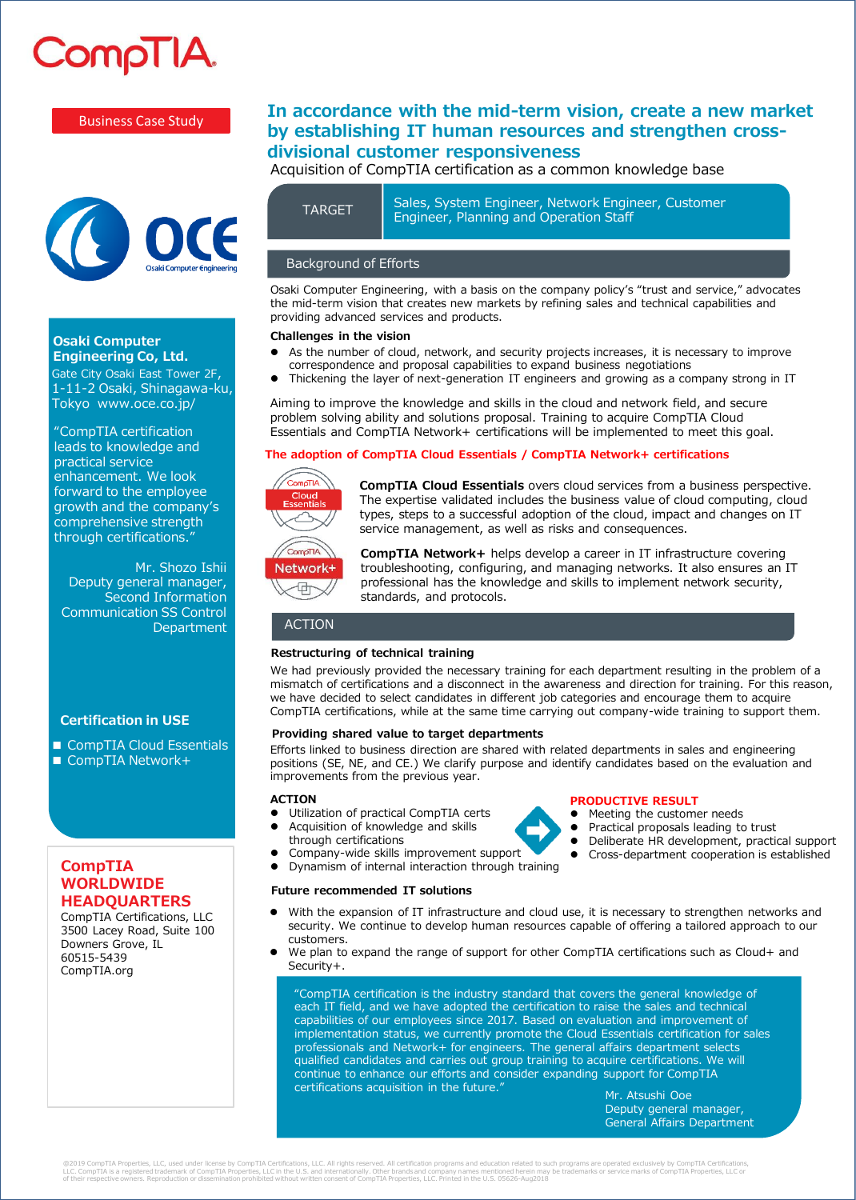CompTIA

Business Case Study

# In accordance with the mid-term vision, create a new market by establishing IT human resources and strengthen cross-divisional customer responsiveness

Acquisition of CompTIA certification as a common knowledge base

OCE Osaki Computer Engineering

**Osaki Computer Engineering Co, Ltd.**
Gate City Osaki East Tower 2F, 1-11-2 Osaki, Shinagawa-ku, Tokyo www.oce.co.jp/

"CompTIA certification leads to knowledge and practical service enhancement. We look forward to the employee growth and the company's comprehensive strength through certifications."

Mr. Shozo Ishii
Deputy general manager, Second Information Communication SS Control Department

**Certification in USE**

- CompTIA Cloud Essentials
- CompTIA Network+

| TARGET | Sales, System Engineer, Network Engineer, Customer Engineer, Planning and Operation Staff |
|---|---|

## Background of Efforts

Osaki Computer Engineering, with a basis on the company policy's "trust and service," advocates the mid-term vision that creates new markets by refining sales and technical capabilities and providing advanced services and products.

**Challenges in the vision**

- As the number of cloud, network, and security projects increases, it is necessary to improve correspondence and proposal capabilities to expand business negotiations
- Thickening the layer of next-generation IT engineers and growing as a company strong in IT

Aiming to improve the knowledge and skills in the cloud and network field, and secure problem solving ability and solutions proposal. Training to acquire CompTIA Cloud Essentials and CompTIA Network+ certifications will be implemented to meet this goal.

**The adoption of CompTIA Cloud Essentials / CompTIA Network+ certifications**

**CompTIA Cloud Essentials** overs cloud services from a business perspective. The expertise validated includes the business value of cloud computing, cloud types, steps to a successful adoption of the cloud, impact and changes on IT service management, as well as risks and consequences.

**CompTIA Network+** helps develop a career in IT infrastructure covering troubleshooting, configuring, and managing networks. It also ensures an IT professional has the knowledge and skills to implement network security, standards, and protocols.

## ACTION

**Restructuring of technical training**

We had previously provided the necessary training for each department resulting in the problem of a mismatch of certifications and a disconnect in the awareness and direction for training. For this reason, we have decided to select candidates in different job categories and encourage them to acquire CompTIA certifications, while at the same time carrying out company-wide training to support them.

**Providing shared value to target departments**

Efforts linked to business direction are shared with related departments in sales and engineering positions (SE, NE, and CE.) We clarify purpose and identify candidates based on the evaluation and improvements from the previous year.

**ACTION**

- Utilization of practical CompTIA certs
- Acquisition of knowledge and skills through certifications
- Company-wide skills improvement support
- Dynamism of internal interaction through training

**PRODUCTIVE RESULT**

- Meeting the customer needs
- Practical proposals leading to trust
- Deliberate HR development, practical support
- Cross-department cooperation is established

**Future recommended IT solutions**

- With the expansion of IT infrastructure and cloud use, it is necessary to strengthen networks and security. We continue to develop human resources capable of offering a tailored approach to our customers.
- We plan to expand the range of support for other CompTIA certifications such as Cloud+ and Security+.

"CompTIA certification is the industry standard that covers the general knowledge of each IT field, and we have adopted the certification to raise the sales and technical capabilities of our employees since 2017. Based on evaluation and improvement of implementation status, we currently promote the Cloud Essentials certification for sales professionals and Network+ for engineers. The general affairs department selects qualified candidates and carries out group training to acquire certifications. We will continue to enhance our efforts and consider expanding support for CompTIA certifications acquisition in the future."

Mr. Atsushi Ooe
Deputy general manager, General Affairs Department

**CompTIA WORLDWIDE HEADQUARTERS**
CompTIA Certifications, LLC
3500 Lacey Road, Suite 100
Downers Grove, IL
60515-5439
CompTIA.org

©2019 CompTIA Properties, LLC, used under license by CompTIA Certifications, LLC. All rights reserved. All certification programs and education related to such programs are operated exclusively by CompTIA Certifications, LLC. CompTIA is a registered trademark of CompTIA Properties, LLC in the U.S. and internationally. Other brands and company names mentioned herein may be trademarks or service marks of CompTIA Properties, LLC or of their respective owners. Reproduction or dissemination prohibited without written consent of CompTIA Properties, LLC. Printed in the U.S. 05626-Aug2018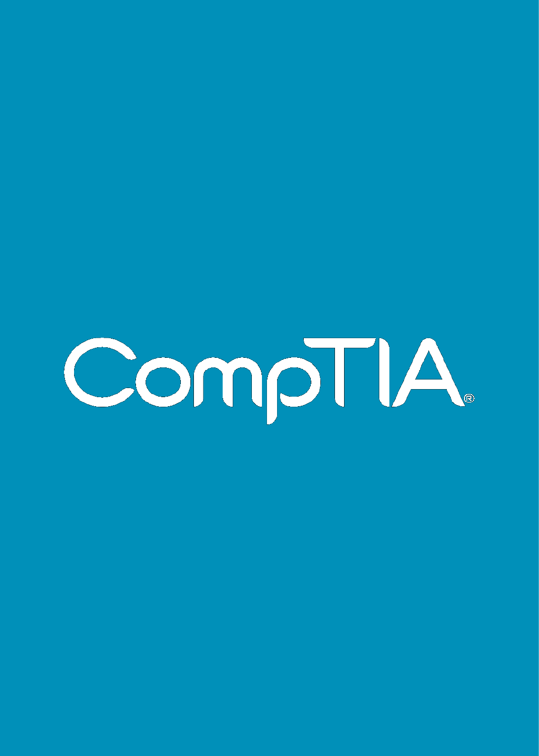CompTIA®